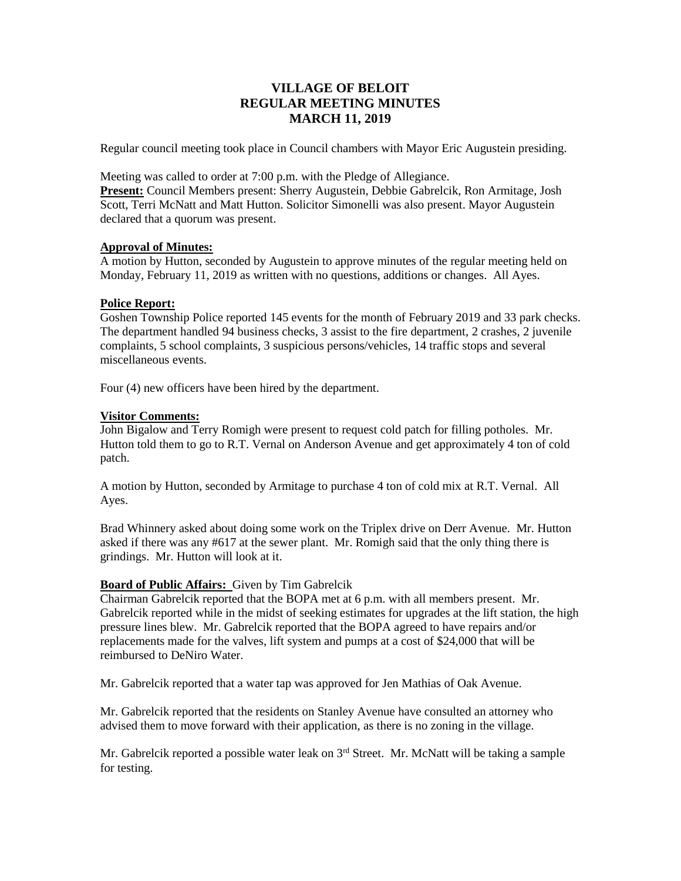# VILLAGE OF BELOIT
# REGULAR MEETING MINUTES
# MARCH 11, 2019

Regular council meeting took place in Council chambers with Mayor Eric Augustein presiding.

Meeting was called to order at 7:00 p.m. with the Pledge of Allegiance.
**Present:** Council Members present: Sherry Augustein, Debbie Gabrelcik, Ron Armitage, Josh Scott, Terri McNatt and Matt Hutton. Solicitor Simonelli was also present. Mayor Augustein declared that a quorum was present.

**Approval of Minutes:**
A motion by Hutton, seconded by Augustein to approve minutes of the regular meeting held on Monday, February 11, 2019 as written with no questions, additions or changes. All Ayes.

**Police Report:**
Goshen Township Police reported 145 events for the month of February 2019 and 33 park checks. The department handled 94 business checks, 3 assist to the fire department, 2 crashes, 2 juvenile complaints, 5 school complaints, 3 suspicious persons/vehicles, 14 traffic stops and several miscellaneous events.

Four (4) new officers have been hired by the department.

**Visitor Comments:**
John Bigalow and Terry Romigh were present to request cold patch for filling potholes. Mr. Hutton told them to go to R.T. Vernal on Anderson Avenue and get approximately 4 ton of cold patch.

A motion by Hutton, seconded by Armitage to purchase 4 ton of cold mix at R.T. Vernal. All Ayes.

Brad Whinnery asked about doing some work on the Triplex drive on Derr Avenue. Mr. Hutton asked if there was any #617 at the sewer plant. Mr. Romigh said that the only thing there is grindings. Mr. Hutton will look at it.

**Board of Public Affairs:** Given by Tim Gabrelcik
Chairman Gabrelcik reported that the BOPA met at 6 p.m. with all members present. Mr. Gabrelcik reported while in the midst of seeking estimates for upgrades at the lift station, the high pressure lines blew. Mr. Gabrelcik reported that the BOPA agreed to have repairs and/or replacements made for the valves, lift system and pumps at a cost of $24,000 that will be reimbursed to DeNiro Water.

Mr. Gabrelcik reported that a water tap was approved for Jen Mathias of Oak Avenue.

Mr. Gabrelcik reported that the residents on Stanley Avenue have consulted an attorney who advised them to move forward with their application, as there is no zoning in the village.

Mr. Gabrelcik reported a possible water leak on 3rd Street. Mr. McNatt will be taking a sample for testing.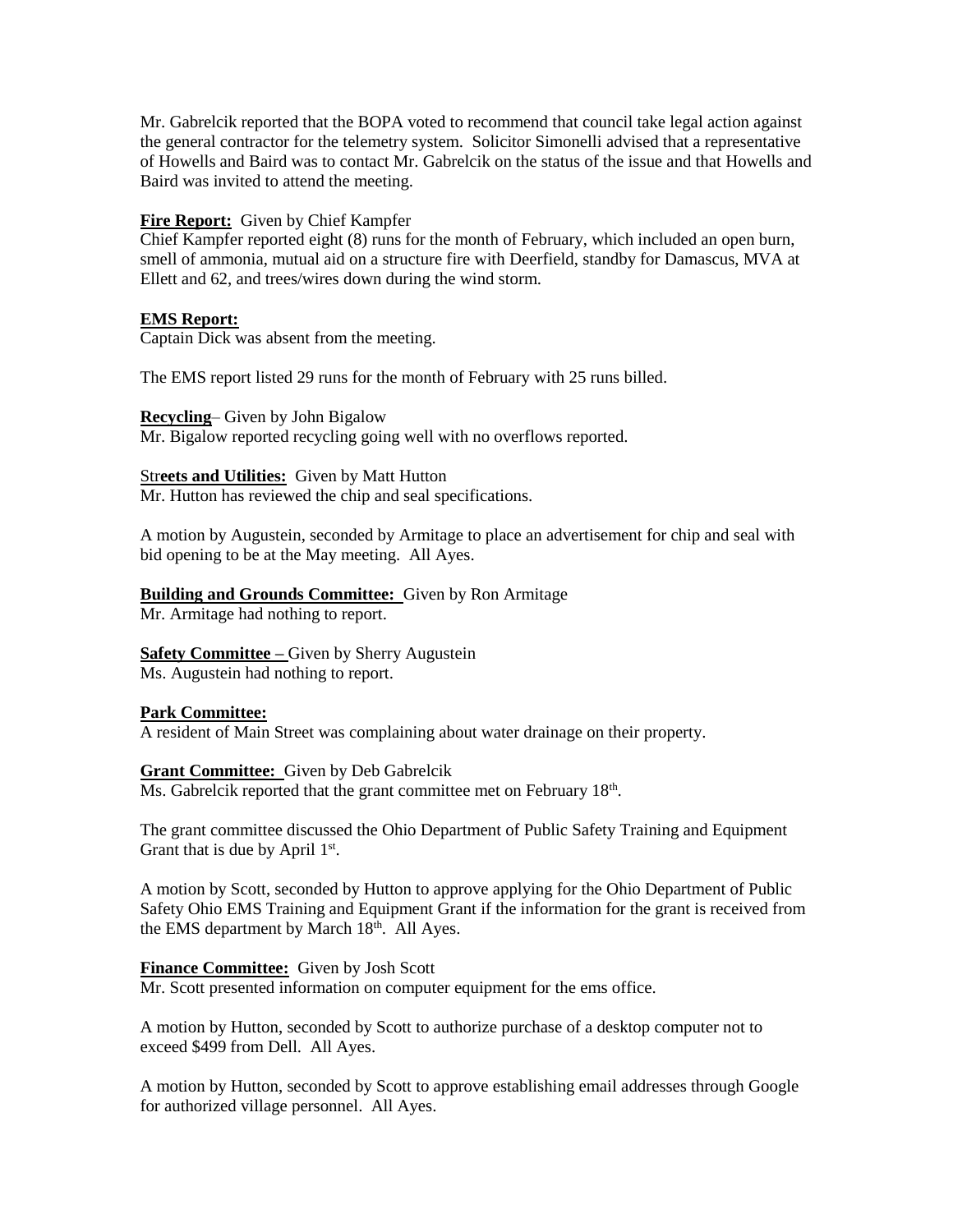Mr. Gabrelcik reported that the BOPA voted to recommend that council take legal action against the general contractor for the telemetry system. Solicitor Simonelli advised that a representative of Howells and Baird was to contact Mr. Gabrelcik on the status of the issue and that Howells and Baird was invited to attend the meeting.

**Fire Report:** Given by Chief Kampfer
Chief Kampfer reported eight (8) runs for the month of February, which included an open burn, smell of ammonia, mutual aid on a structure fire with Deerfield, standby for Damascus, MVA at Ellett and 62, and trees/wires down during the wind storm.

**EMS Report:**
Captain Dick was absent from the meeting.

The EMS report listed 29 runs for the month of February with 25 runs billed.

**Recycling**– Given by John Bigalow
Mr. Bigalow reported recycling going well with no overflows reported.

**Streets and Utilities:** Given by Matt Hutton
Mr. Hutton has reviewed the chip and seal specifications.

A motion by Augustein, seconded by Armitage to place an advertisement for chip and seal with bid opening to be at the May meeting. All Ayes.

**Building and Grounds Committee:** Given by Ron Armitage
Mr. Armitage had nothing to report.

**Safety Committee –** Given by Sherry Augustein
Ms. Augustein had nothing to report.

**Park Committee:**
A resident of Main Street was complaining about water drainage on their property.

**Grant Committee:** Given by Deb Gabrelcik
Ms. Gabrelcik reported that the grant committee met on February 18th.

The grant committee discussed the Ohio Department of Public Safety Training and Equipment Grant that is due by April 1st.

A motion by Scott, seconded by Hutton to approve applying for the Ohio Department of Public Safety Ohio EMS Training and Equipment Grant if the information for the grant is received from the EMS department by March 18th. All Ayes.

**Finance Committee:** Given by Josh Scott
Mr. Scott presented information on computer equipment for the ems office.

A motion by Hutton, seconded by Scott to authorize purchase of a desktop computer not to exceed $499 from Dell. All Ayes.

A motion by Hutton, seconded by Scott to approve establishing email addresses through Google for authorized village personnel. All Ayes.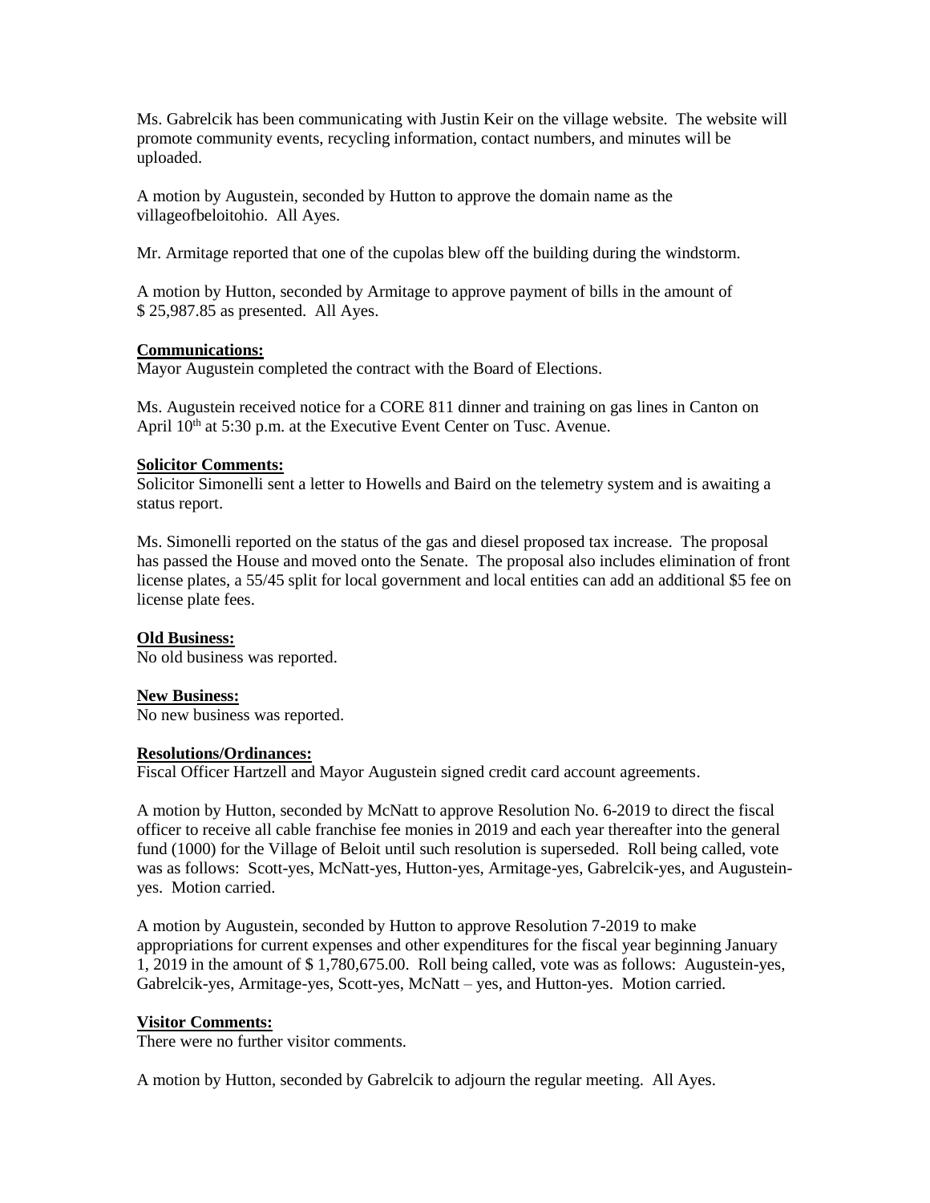Ms. Gabrelcik has been communicating with Justin Keir on the village website. The website will promote community events, recycling information, contact numbers, and minutes will be uploaded.

A motion by Augustein, seconded by Hutton to approve the domain name as the villageofbeloitohio. All Ayes.

Mr. Armitage reported that one of the cupolas blew off the building during the windstorm.

A motion by Hutton, seconded by Armitage to approve payment of bills in the amount of $ 25,987.85 as presented. All Ayes.

**Communications:**

Mayor Augustein completed the contract with the Board of Elections.

Ms. Augustein received notice for a CORE 811 dinner and training on gas lines in Canton on April 10th at 5:30 p.m. at the Executive Event Center on Tusc. Avenue.

**Solicitor Comments:**

Solicitor Simonelli sent a letter to Howells and Baird on the telemetry system and is awaiting a status report.

Ms. Simonelli reported on the status of the gas and diesel proposed tax increase. The proposal has passed the House and moved onto the Senate. The proposal also includes elimination of front license plates, a 55/45 split for local government and local entities can add an additional $5 fee on license plate fees.

**Old Business:**

No old business was reported.

**New Business:**

No new business was reported.

**Resolutions/Ordinances:**

Fiscal Officer Hartzell and Mayor Augustein signed credit card account agreements.

A motion by Hutton, seconded by McNatt to approve Resolution No. 6-2019 to direct the fiscal officer to receive all cable franchise fee monies in 2019 and each year thereafter into the general fund (1000) for the Village of Beloit until such resolution is superseded. Roll being called, vote was as follows: Scott-yes, McNatt-yes, Hutton-yes, Armitage-yes, Gabrelcik-yes, and Augustein-yes. Motion carried.

A motion by Augustein, seconded by Hutton to approve Resolution 7-2019 to make appropriations for current expenses and other expenditures for the fiscal year beginning January 1, 2019 in the amount of $ 1,780,675.00. Roll being called, vote was as follows: Augustein-yes, Gabrelcik-yes, Armitage-yes, Scott-yes, McNatt – yes, and Hutton-yes. Motion carried.

**Visitor Comments:**

There were no further visitor comments.

A motion by Hutton, seconded by Gabrelcik to adjourn the regular meeting. All Ayes.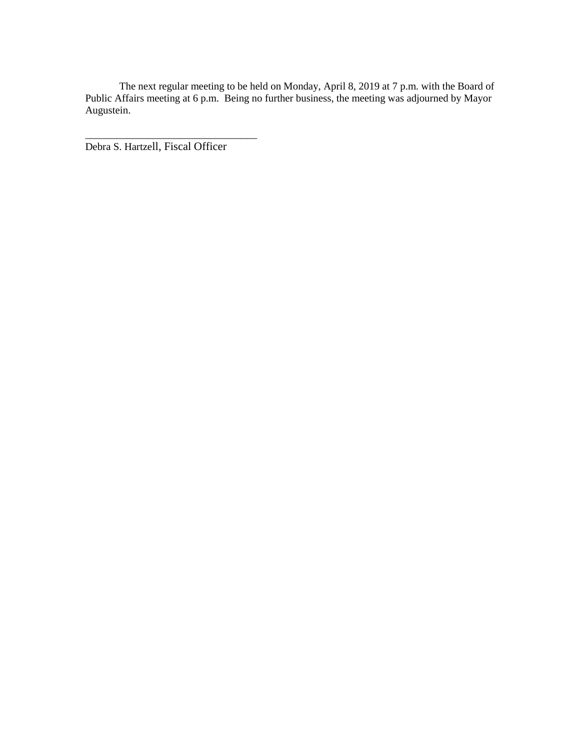The next regular meeting to be held on Monday, April 8, 2019 at 7 p.m. with the Board of Public Affairs meeting at 6 p.m. Being no further business, the meeting was adjourned by Mayor Augustein.

________________________________

Debra S. Hartzell, Fiscal Officer